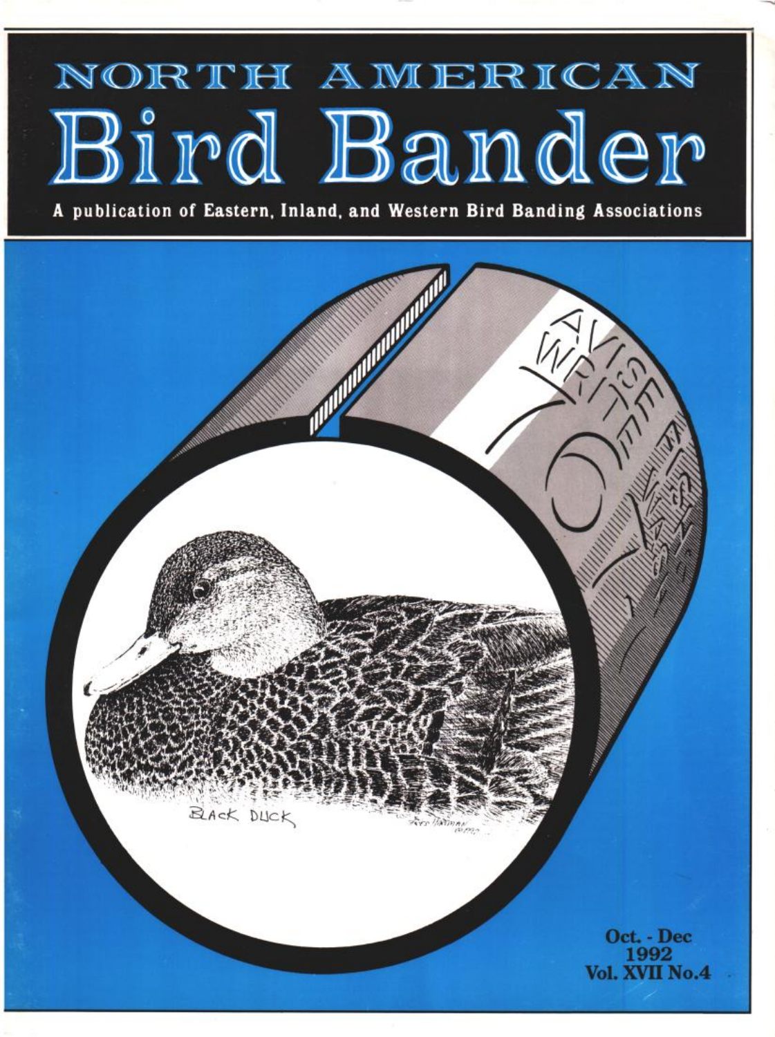# NORTH AMERICAN

# Bird Bander

**A publication of Eastern, Inland, and Western Bird Banding Associations**

BLACK DUCK

**Oct. - Dec**
**1992**
**Vol. XVII No.4**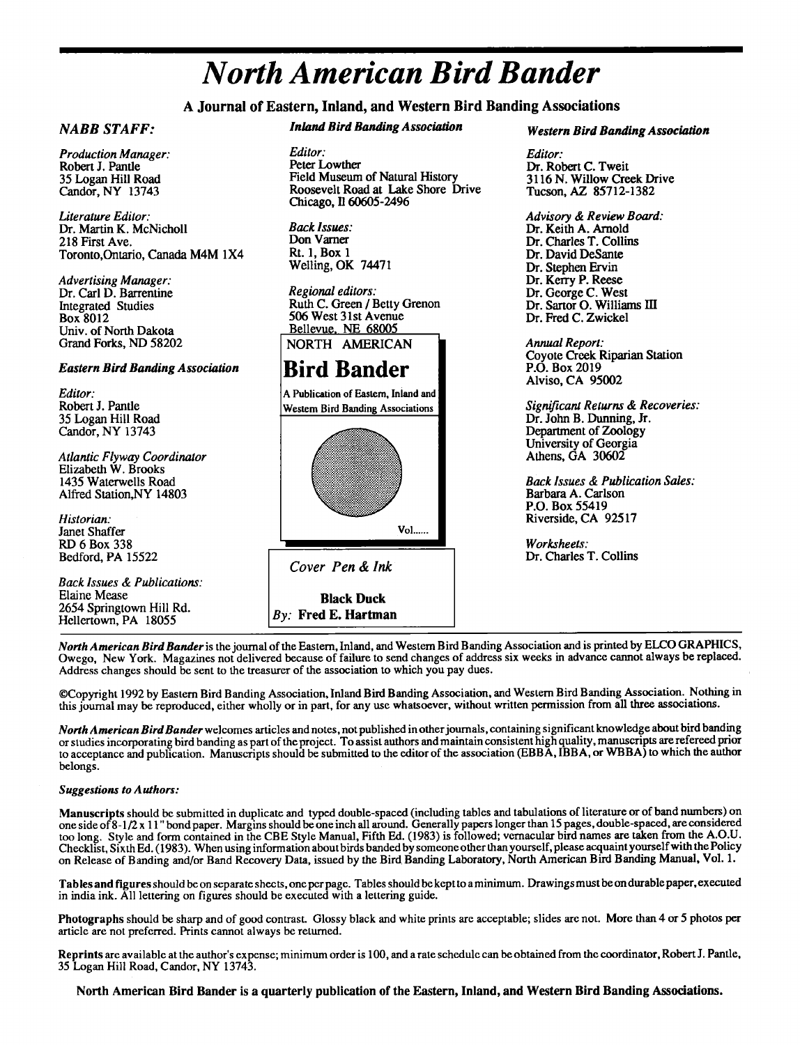# North American Bird Bander

**A Journal of Eastern, Inland, and Western Bird Banding Associations**

***NABB STAFF:***

*Production Manager:*
Robert J. Pantle
35 Logan Hill Road
Candor, NY 13743

*Literature Editor:*
Dr. Martin K. McNicholl
218 First Ave.
Toronto,Ontario, Canada M4M 1X4

*Advertising Manager:*
Dr. Carl D. Barrentine
Integrated Studies
Box 8012
Univ. of North Dakota
Grand Forks, ND 58202

***Eastern Bird Banding Association***

*Editor:*
Robert J. Pantle
35 Logan Hill Road
Candor, NY 13743

*Atlantic Flyway Coordinator*
Elizabeth W. Brooks
1435 Waterwells Road
Alfred Station,NY 14803

*Historian:*
Janet Shaffer
RD 6 Box 338
Bedford, PA 15522

*Back Issues & Publications:*
Elaine Mease
2654 Springtown Hill Rd.
Hellertown, PA 18055

***Inland Bird Banding Association***

*Editor:*
Peter Lowther
Field Museum of Natural History
Roosevelt Road at Lake Shore Drive
Chicago, Il 60605-2496

*Back Issues:*
Don Varner
Rt. 1, Box 1
Welling, OK 74471

*Regional editors:*
Ruth C. Green / Betty Grenon
506 West 31st Avenue
Bellevue, NE 68005

NORTH AMERICAN
**Bird Bander**
A Publication of Eastern, Inland and Western Bird Banding Associations

Vol......

*Cover Pen & Ink*

**Black Duck**
*By:* **Fred E. Hartman**

***Western Bird Banding Association***

*Editor:*
Dr. Robert C. Tweit
3116 N. Willow Creek Drive
Tucson, AZ 85712-1382

*Advisory & Review Board:*
Dr. Keith A. Arnold
Dr. Charles T. Collins
Dr. David DeSante
Dr. Stephen Ervin
Dr. Kerry P. Reese
Dr. George C. West
Dr. Sartor O. Williams III
Dr. Fred C. Zwickel

*Annual Report:*
Coyote Creek Riparian Station
P.O. Box 2019
Alviso, CA 95002

*Significant Returns & Recoveries:*
Dr. John B. Dunning, Jr.
Department of Zoology
University of Georgia
Athens, GA 30602

*Back Issues & Publication Sales:*
Barbara A. Carlson
P.O. Box 55419
Riverside, CA 92517

*Worksheets:*
Dr. Charles T. Collins

***North American Bird Bander*** is the journal of the Eastern, Inland, and Western Bird Banding Association and is printed by ELCO GRAPHICS, Owego, New York. Magazines not delivered because of failure to send changes of address six weeks in advance cannot always be replaced. Address changes should be sent to the treasurer of the association to which you pay dues.

©Copyright 1992 by Eastern Bird Banding Association, Inland Bird Banding Association, and Western Bird Banding Association. Nothing in this journal may be reproduced, either wholly or in part, for any use whatsoever, without written permission from all three associations.

***North American Bird Bander*** welcomes articles and notes, not published in other journals, containing significant knowledge about bird banding or studies incorporating bird banding as part of the project. To assist authors and maintain consistent high quality, manuscripts are refereed prior to acceptance and publication. Manuscripts should be submitted to the editor of the association (EBBA, IBBA, or WBBA) to which the author belongs.

***Suggestions to Authors:***

**Manuscripts** should be submitted in duplicate and typed double-spaced (including tables and tabulations of literature or of band numbers) on one side of 8-1/2 x 11" bond paper. Margins should be one inch all around. Generally papers longer than 15 pages, double-spaced, are considered too long. Style and form contained in the CBE Style Manual, Fifth Ed. (1983) is followed; vernacular bird names are taken from the A.O.U. Checklist, Sixth Ed. (1983). When using information about birds banded by someone other than yourself, please acquaint yourself with the Policy on Release of Banding and/or Band Recovery Data, issued by the Bird Banding Laboratory, North American Bird Banding Manual, Vol. 1.

**Tables and figures** should be on separate sheets, one per page. Tables should be kept to a minimum. Drawings must be on durable paper, executed in india ink. All lettering on figures should be executed with a lettering guide.

**Photographs** should be sharp and of good contrast. Glossy black and white prints are acceptable; slides are not. More than 4 or 5 photos per article are not preferred. Prints cannot always be returned.

**Reprints** are available at the author's expense; minimum order is 100, and a rate schedule can be obtained from the coordinator, Robert J. Pantle, 35 Logan Hill Road, Candor, NY 13743.

**North American Bird Bander is a quarterly publication of the Eastern, Inland, and Western Bird Banding Associations.**